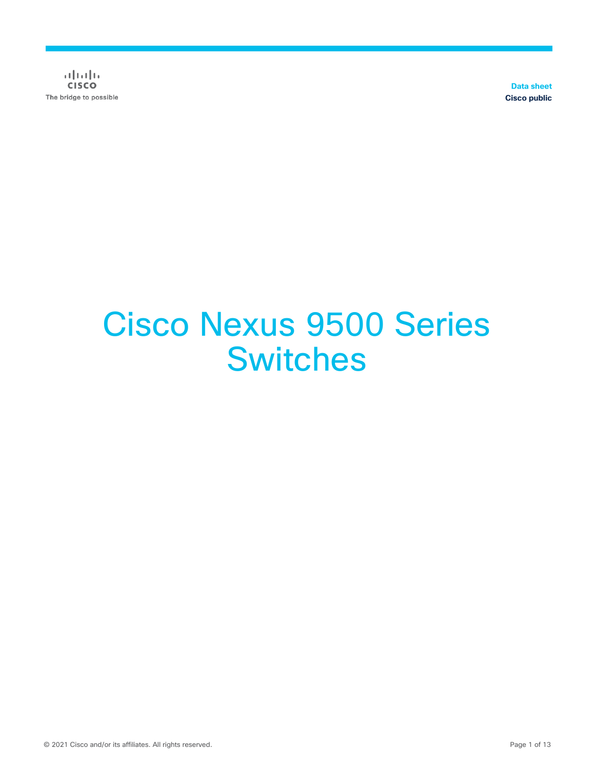Data sheet
Cisco public

# Cisco Nexus 9500 Series Switches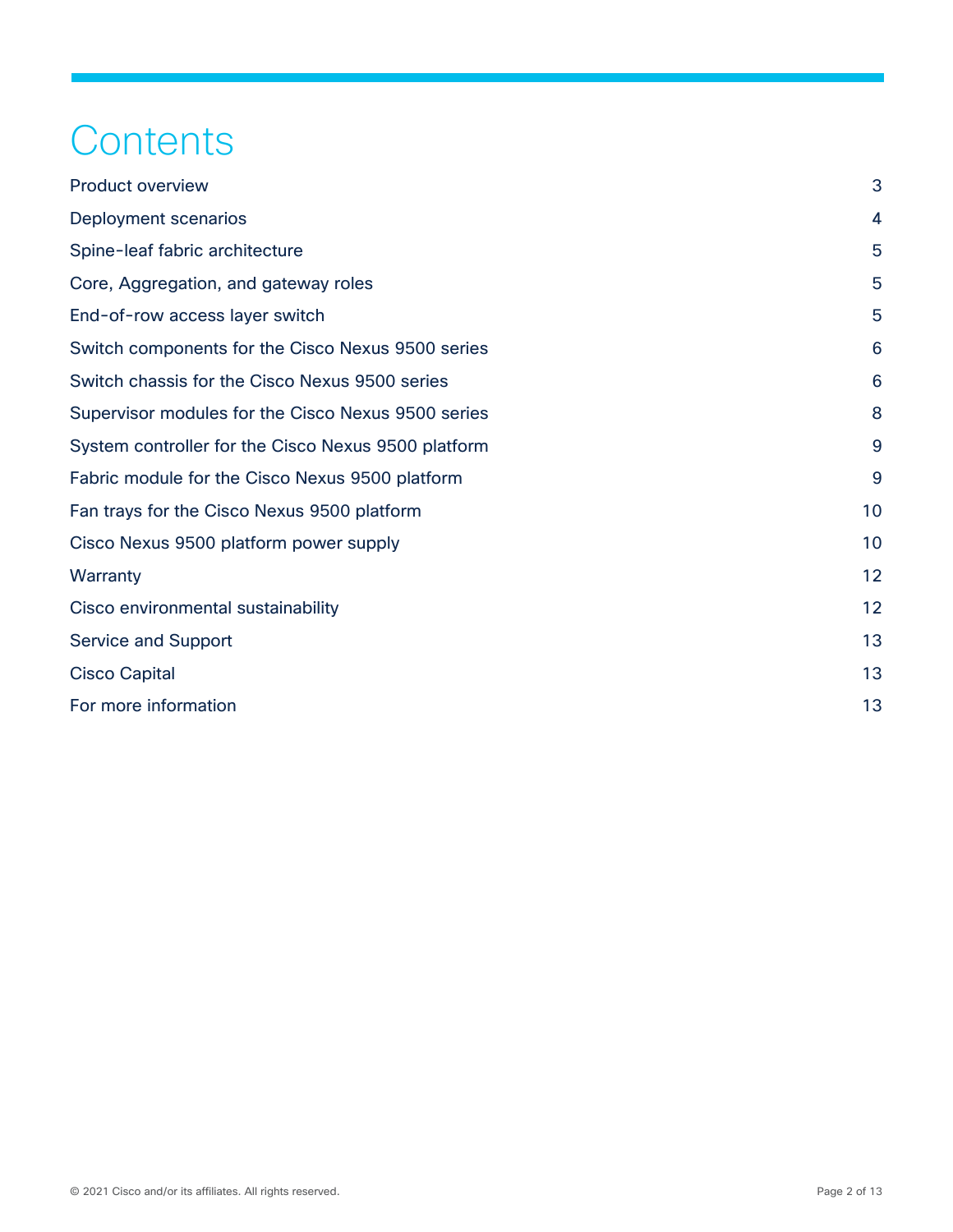# Contents

| | |
|---|---|
| Product overview | 3 |
| Deployment scenarios | 4 |
| Spine-leaf fabric architecture | 5 |
| Core, Aggregation, and gateway roles | 5 |
| End-of-row access layer switch | 5 |
| Switch components for the Cisco Nexus 9500 series | 6 |
| Switch chassis for the Cisco Nexus 9500 series | 6 |
| Supervisor modules for the Cisco Nexus 9500 series | 8 |
| System controller for the Cisco Nexus 9500 platform | 9 |
| Fabric module for the Cisco Nexus 9500 platform | 9 |
| Fan trays for the Cisco Nexus 9500 platform | 10 |
| Cisco Nexus 9500 platform power supply | 10 |
| Warranty | 12 |
| Cisco environmental sustainability | 12 |
| Service and Support | 13 |
| Cisco Capital | 13 |
| For more information | 13 |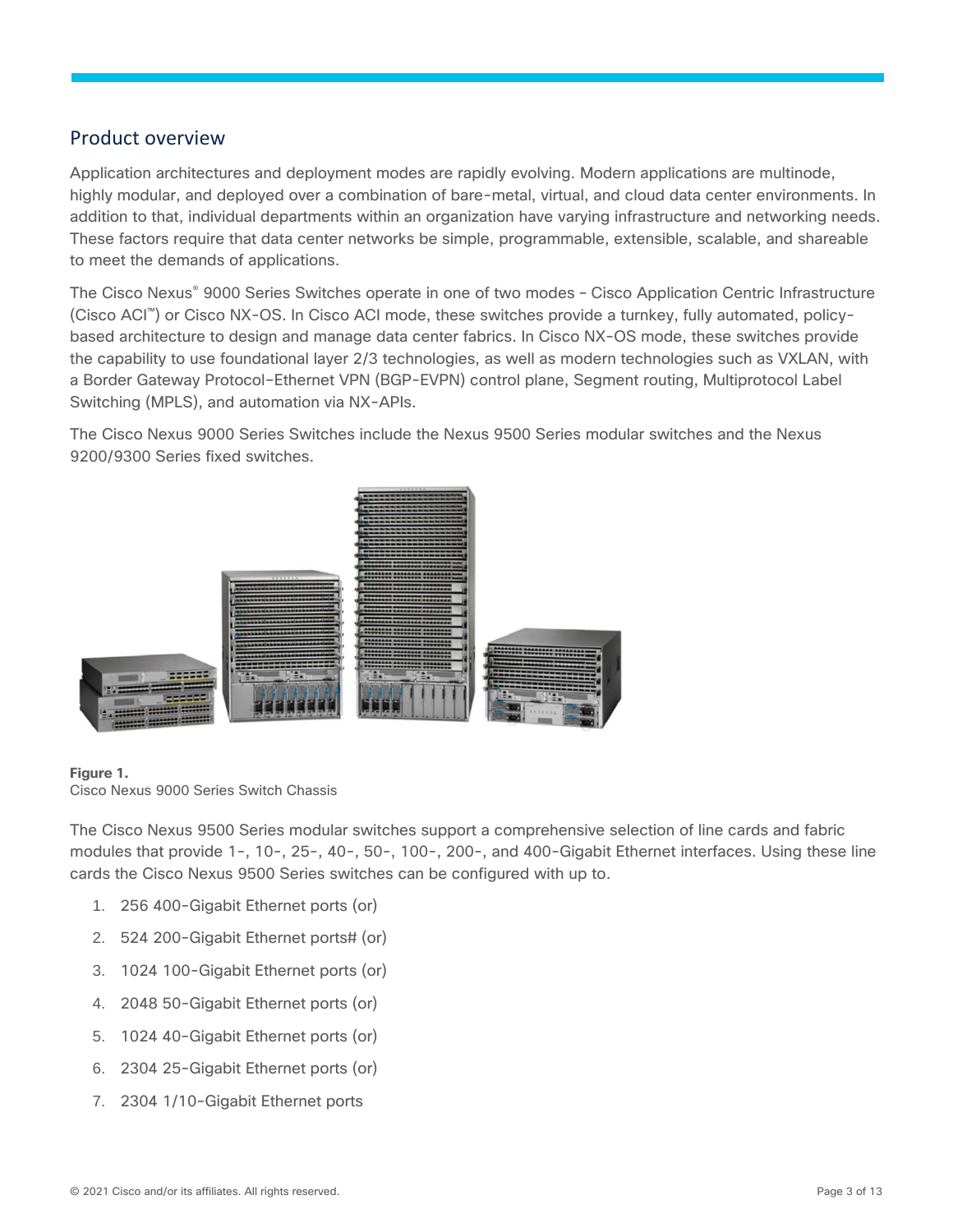## Product overview

Application architectures and deployment modes are rapidly evolving. Modern applications are multinode, highly modular, and deployed over a combination of bare-metal, virtual, and cloud data center environments. In addition to that, individual departments within an organization have varying infrastructure and networking needs. These factors require that data center networks be simple, programmable, extensible, scalable, and shareable to meet the demands of applications.

The Cisco Nexus® 9000 Series Switches operate in one of two modes – Cisco Application Centric Infrastructure (Cisco ACI™) or Cisco NX-OS. In Cisco ACI mode, these switches provide a turnkey, fully automated, policy-based architecture to design and manage data center fabrics. In Cisco NX-OS mode, these switches provide the capability to use foundational layer 2/3 technologies, as well as modern technologies such as VXLAN, with a Border Gateway Protocol–Ethernet VPN (BGP-EVPN) control plane, Segment routing, Multiprotocol Label Switching (MPLS), and automation via NX-APIs.

The Cisco Nexus 9000 Series Switches include the Nexus 9500 Series modular switches and the Nexus 9200/9300 Series fixed switches.

**Figure 1.**
Cisco Nexus 9000 Series Switch Chassis

The Cisco Nexus 9500 Series modular switches support a comprehensive selection of line cards and fabric modules that provide 1-, 10-, 25-, 40-, 50-, 100-, 200-, and 400-Gigabit Ethernet interfaces. Using these line cards the Cisco Nexus 9500 Series switches can be configured with up to.

1. 256 400-Gigabit Ethernet ports (or)
2. 524 200-Gigabit Ethernet ports# (or)
3. 1024 100-Gigabit Ethernet ports (or)
4. 2048 50-Gigabit Ethernet ports (or)
5. 1024 40-Gigabit Ethernet ports (or)
6. 2304 25-Gigabit Ethernet ports (or)
7. 2304 1/10-Gigabit Ethernet ports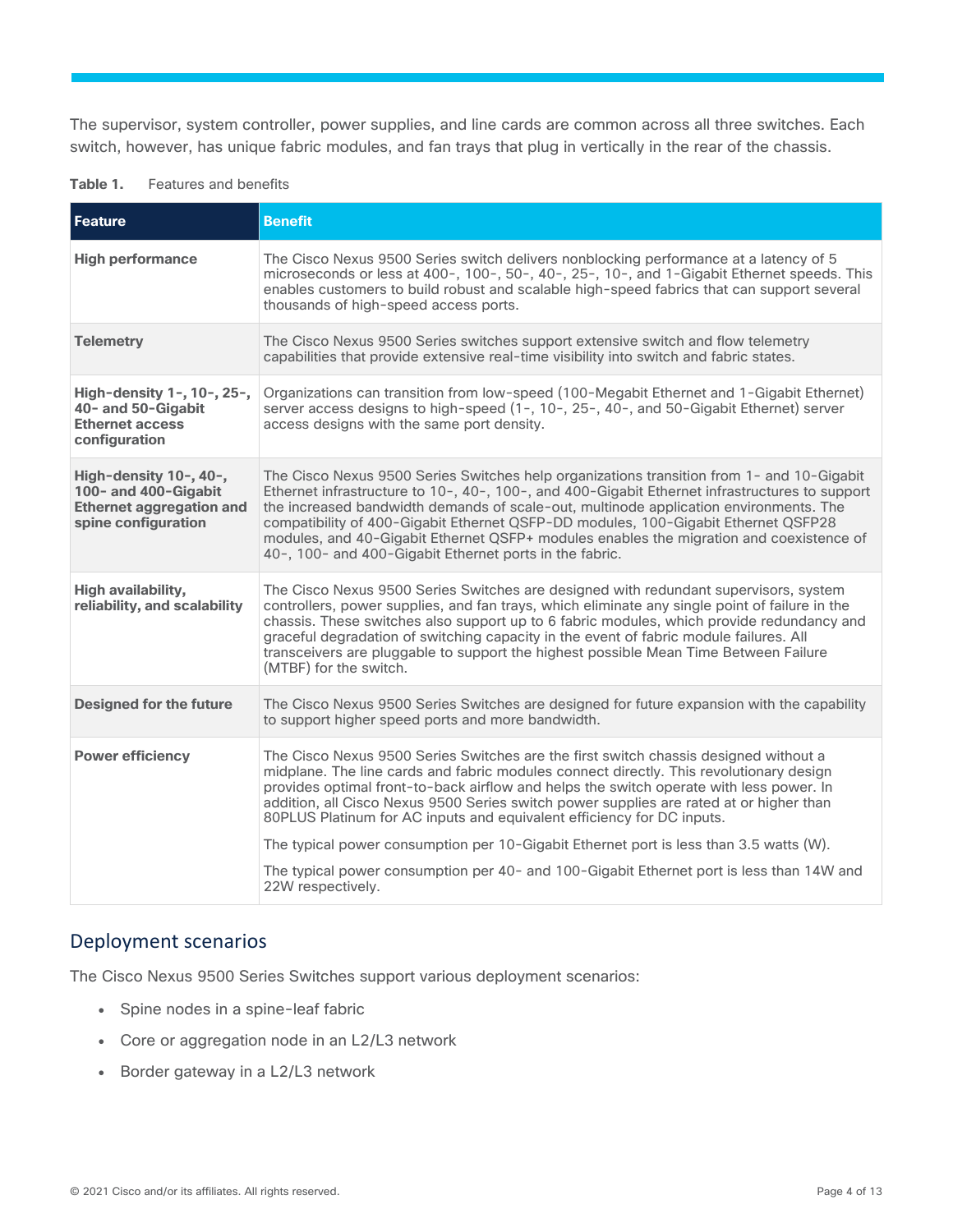The supervisor, system controller, power supplies, and line cards are common across all three switches. Each switch, however, has unique fabric modules, and fan trays that plug in vertically in the rear of the chassis.

**Table 1.** Features and benefits

| Feature | Benefit |
| --- | --- |
| **High performance** | The Cisco Nexus 9500 Series switch delivers nonblocking performance at a latency of 5 microseconds or less at 400-, 100-, 50-, 40-, 25-, 10-, and 1-Gigabit Ethernet speeds. This enables customers to build robust and scalable high-speed fabrics that can support several thousands of high-speed access ports. |
| **Telemetry** | The Cisco Nexus 9500 Series switches support extensive switch and flow telemetry capabilities that provide extensive real-time visibility into switch and fabric states. |
| **High-density 1-, 10-, 25-, 40- and 50-Gigabit Ethernet access configuration** | Organizations can transition from low-speed (100-Megabit Ethernet and 1-Gigabit Ethernet) server access designs to high-speed (1-, 10-, 25-, 40-, and 50-Gigabit Ethernet) server access designs with the same port density. |
| **High-density 10-, 40-, 100- and 400-Gigabit Ethernet aggregation and spine configuration** | The Cisco Nexus 9500 Series Switches help organizations transition from 1- and 10-Gigabit Ethernet infrastructure to 10-, 40-, 100-, and 400-Gigabit Ethernet infrastructures to support the increased bandwidth demands of scale-out, multinode application environments. The compatibility of 400-Gigabit Ethernet QSFP-DD modules, 100-Gigabit Ethernet QSFP28 modules, and 40-Gigabit Ethernet QSFP+ modules enables the migration and coexistence of 40-, 100- and 400-Gigabit Ethernet ports in the fabric. |
| **High availability, reliability, and scalability** | The Cisco Nexus 9500 Series Switches are designed with redundant supervisors, system controllers, power supplies, and fan trays, which eliminate any single point of failure in the chassis. These switches also support up to 6 fabric modules, which provide redundancy and graceful degradation of switching capacity in the event of fabric module failures. All transceivers are pluggable to support the highest possible Mean Time Between Failure (MTBF) for the switch. |
| **Designed for the future** | The Cisco Nexus 9500 Series Switches are designed for future expansion with the capability to support higher speed ports and more bandwidth. |
| **Power efficiency** | The Cisco Nexus 9500 Series Switches are the first switch chassis designed without a midplane. The line cards and fabric modules connect directly. This revolutionary design provides optimal front-to-back airflow and helps the switch operate with less power. In addition, all Cisco Nexus 9500 Series switch power supplies are rated at or higher than 80PLUS Platinum for AC inputs and equivalent efficiency for DC inputs.<br><br>The typical power consumption per 10-Gigabit Ethernet port is less than 3.5 watts (W).<br><br>The typical power consumption per 40- and 100-Gigabit Ethernet port is less than 14W and 22W respectively. |

## Deployment scenarios

The Cisco Nexus 9500 Series Switches support various deployment scenarios:

- Spine nodes in a spine-leaf fabric
- Core or aggregation node in an L2/L3 network
- Border gateway in a L2/L3 network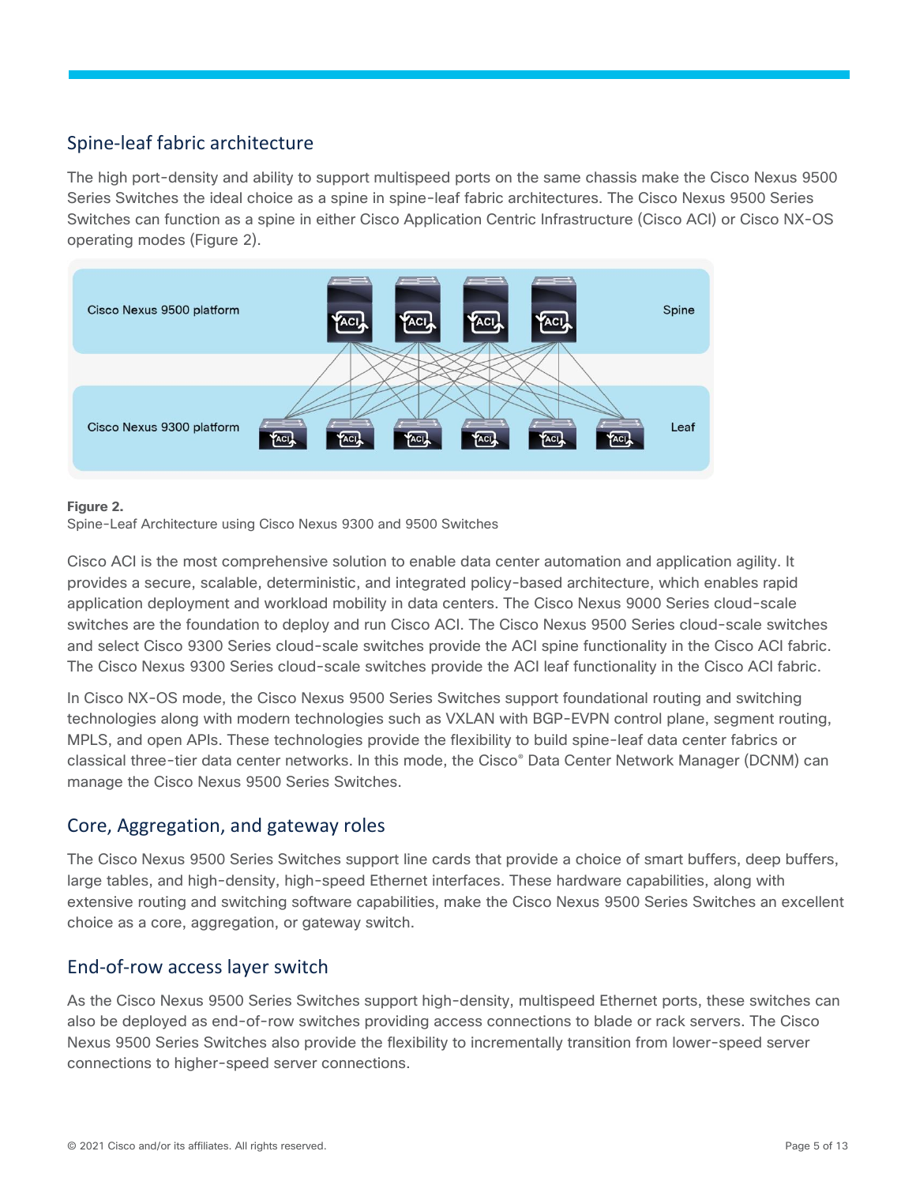## Spine-leaf fabric architecture

The high port-density and ability to support multispeed ports on the same chassis make the Cisco Nexus 9500 Series Switches the ideal choice as a spine in spine-leaf fabric architectures. The Cisco Nexus 9500 Series Switches can function as a spine in either Cisco Application Centric Infrastructure (Cisco ACI) or Cisco NX-OS operating modes (Figure 2).

**Figure 2.**
Spine-Leaf Architecture using Cisco Nexus 9300 and 9500 Switches

Cisco ACI is the most comprehensive solution to enable data center automation and application agility. It provides a secure, scalable, deterministic, and integrated policy-based architecture, which enables rapid application deployment and workload mobility in data centers. The Cisco Nexus 9000 Series cloud-scale switches are the foundation to deploy and run Cisco ACI. The Cisco Nexus 9500 Series cloud-scale switches and select Cisco 9300 Series cloud-scale switches provide the ACI spine functionality in the Cisco ACI fabric. The Cisco Nexus 9300 Series cloud-scale switches provide the ACI leaf functionality in the Cisco ACI fabric.

In Cisco NX-OS mode, the Cisco Nexus 9500 Series Switches support foundational routing and switching technologies along with modern technologies such as VXLAN with BGP-EVPN control plane, segment routing, MPLS, and open APIs. These technologies provide the flexibility to build spine-leaf data center fabrics or classical three-tier data center networks. In this mode, the Cisco® Data Center Network Manager (DCNM) can manage the Cisco Nexus 9500 Series Switches.

## Core, Aggregation, and gateway roles

The Cisco Nexus 9500 Series Switches support line cards that provide a choice of smart buffers, deep buffers, large tables, and high-density, high-speed Ethernet interfaces. These hardware capabilities, along with extensive routing and switching software capabilities, make the Cisco Nexus 9500 Series Switches an excellent choice as a core, aggregation, or gateway switch.

## End-of-row access layer switch

As the Cisco Nexus 9500 Series Switches support high-density, multispeed Ethernet ports, these switches can also be deployed as end-of-row switches providing access connections to blade or rack servers. The Cisco Nexus 9500 Series Switches also provide the flexibility to incrementally transition from lower-speed server connections to higher-speed server connections.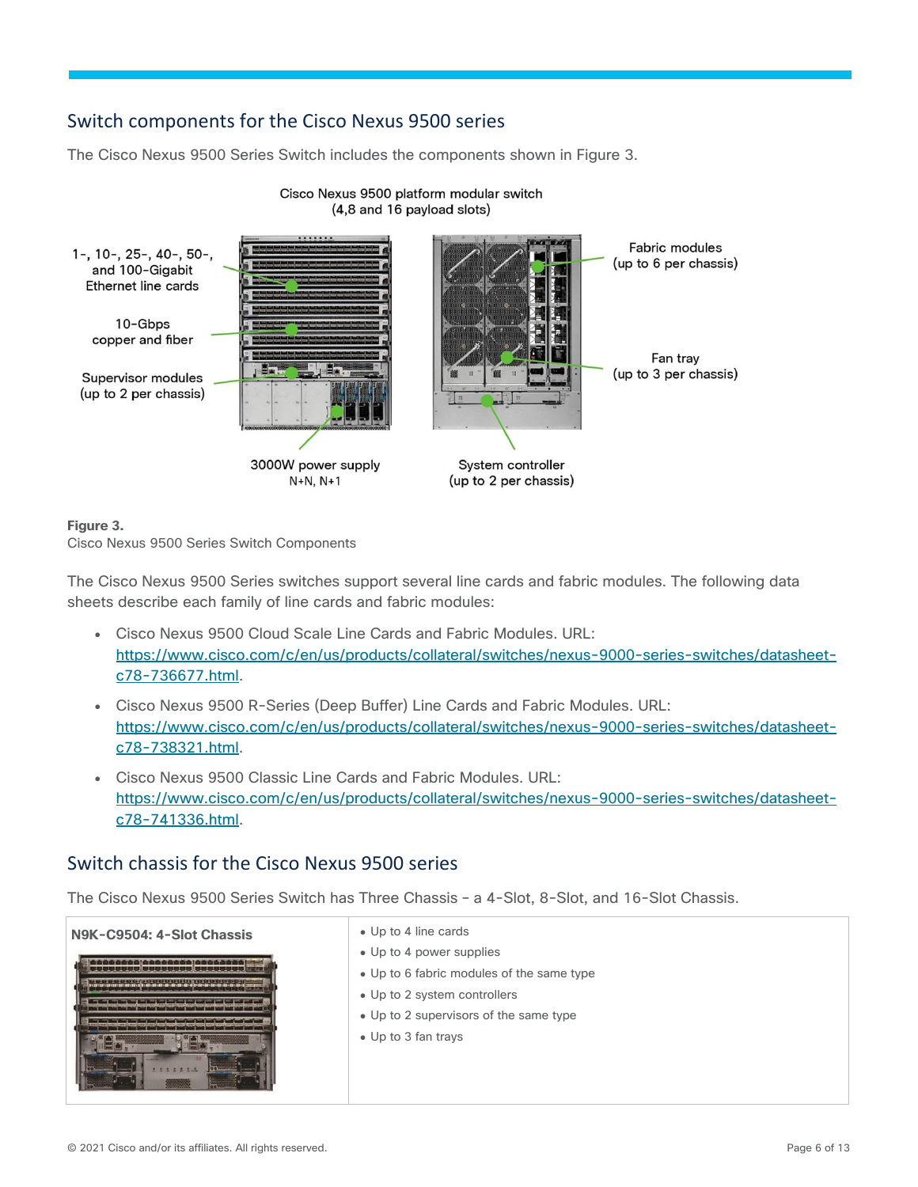## Switch components for the Cisco Nexus 9500 series

The Cisco Nexus 9500 Series Switch includes the components shown in Figure 3.

Cisco Nexus 9500 platform modular switch (4,8 and 16 payload slots)

1-, 10-, 25-, 40-, 50-, and 100-Gigabit Ethernet line cards

10-Gbps copper and fiber

Supervisor modules (up to 2 per chassis)

3000W power supply N+N, N+1

System controller (up to 2 per chassis)

Fabric modules (up to 6 per chassis)

Fan tray (up to 3 per chassis)

**Figure 3.**
Cisco Nexus 9500 Series Switch Components

The Cisco Nexus 9500 Series switches support several line cards and fabric modules. The following data sheets describe each family of line cards and fabric modules:

- Cisco Nexus 9500 Cloud Scale Line Cards and Fabric Modules. URL: https://www.cisco.com/c/en/us/products/collateral/switches/nexus-9000-series-switches/datasheet-c78-736677.html.
- Cisco Nexus 9500 R-Series (Deep Buffer) Line Cards and Fabric Modules. URL: https://www.cisco.com/c/en/us/products/collateral/switches/nexus-9000-series-switches/datasheet-c78-738321.html.
- Cisco Nexus 9500 Classic Line Cards and Fabric Modules. URL: https://www.cisco.com/c/en/us/products/collateral/switches/nexus-9000-series-switches/datasheet-c78-741336.html.

## Switch chassis for the Cisco Nexus 9500 series

The Cisco Nexus 9500 Series Switch has Three Chassis – a 4-Slot, 8-Slot, and 16-Slot Chassis.

| **N9K-C9504: 4-Slot Chassis** | • Up to 4 line cards<br>• Up to 4 power supplies<br>• Up to 6 fabric modules of the same type<br>• Up to 2 system controllers<br>• Up to 2 supervisors of the same type<br>• Up to 3 fan trays |
|---|---|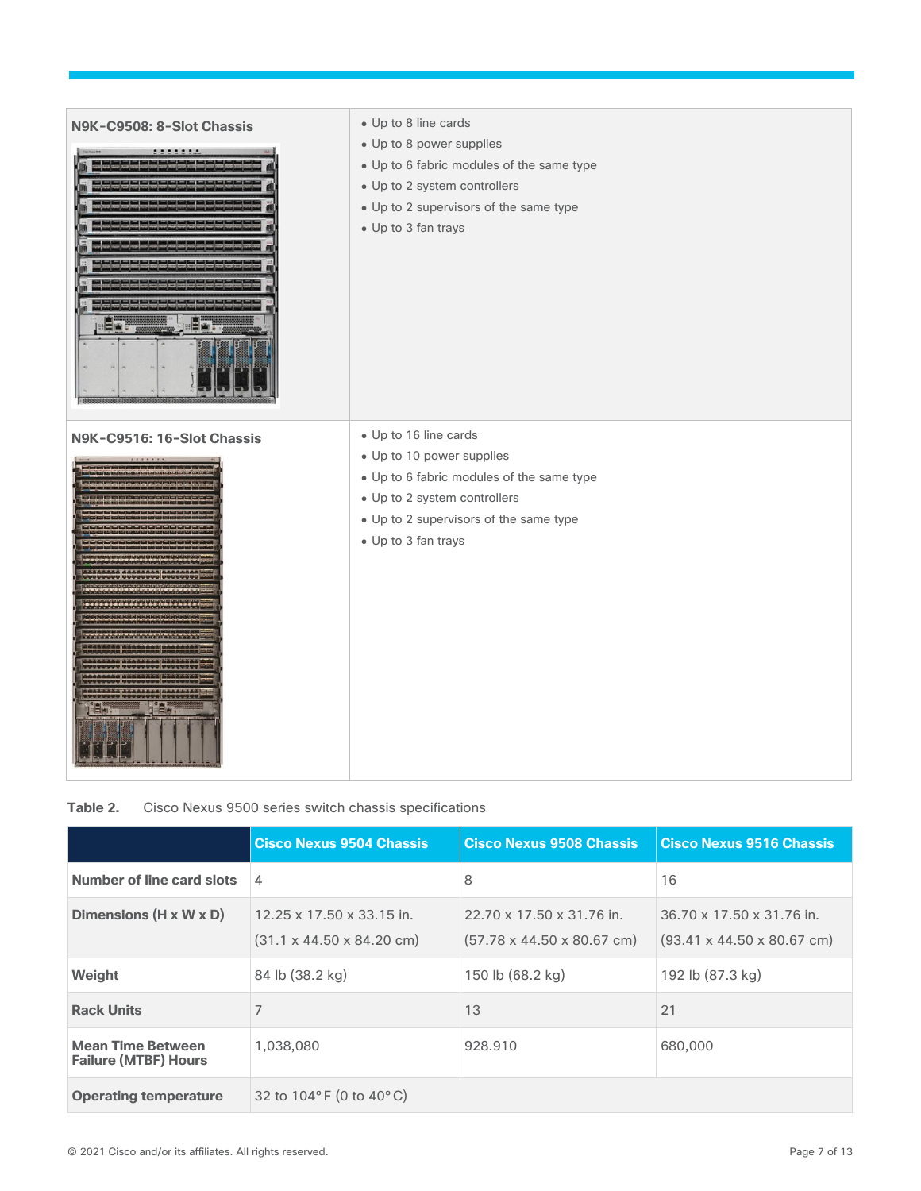| N9K-C9508: 8-Slot Chassis | • Up to 8 line cards<br>• Up to 8 power supplies<br>• Up to 6 fabric modules of the same type<br>• Up to 2 system controllers<br>• Up to 2 supervisors of the same type<br>• Up to 3 fan trays |
| --- | --- |
| **N9K-C9516: 16-Slot Chassis** | • Up to 16 line cards<br>• Up to 10 power supplies<br>• Up to 6 fabric modules of the same type<br>• Up to 2 system controllers<br>• Up to 2 supervisors of the same type<br>• Up to 3 fan trays |

**Table 2.** Cisco Nexus 9500 series switch chassis specifications

| | Cisco Nexus 9504 Chassis | Cisco Nexus 9508 Chassis | Cisco Nexus 9516 Chassis |
| --- | --- | --- | --- |
| **Number of line card slots** | 4 | 8 | 16 |
| **Dimensions (H x W x D)** | 12.25 x 17.50 x 33.15 in.<br>(31.1 x 44.50 x 84.20 cm) | 22.70 x 17.50 x 31.76 in.<br>(57.78 x 44.50 x 80.67 cm) | 36.70 x 17.50 x 31.76 in.<br>(93.41 x 44.50 x 80.67 cm) |
| **Weight** | 84 lb (38.2 kg) | 150 lb (68.2 kg) | 192 lb (87.3 kg) |
| **Rack Units** | 7 | 13 | 21 |
| **Mean Time Between Failure (MTBF) Hours** | 1,038,080 | 928.910 | 680,000 |
| **Operating temperature** | 32 to 104°F (0 to 40°C) | | |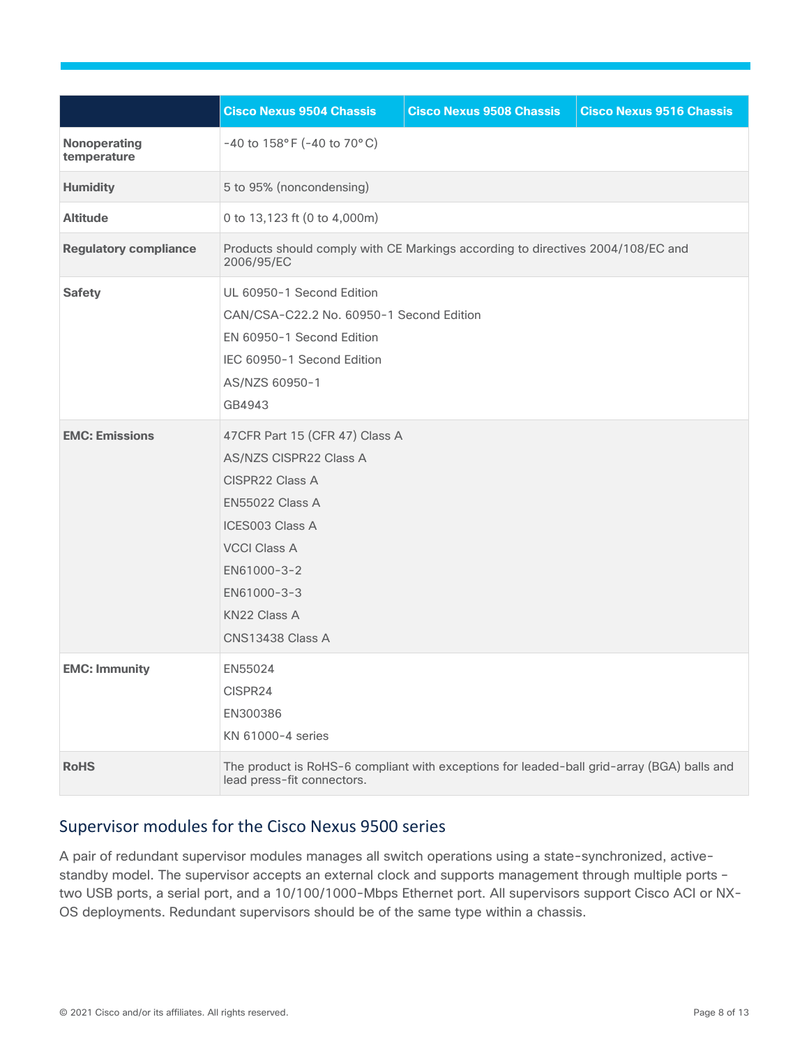| | Cisco Nexus 9504 Chassis | Cisco Nexus 9508 Chassis | Cisco Nexus 9516 Chassis |
|---|---|---|---|
| **Nonoperating temperature** | -40 to 158°F (-40 to 70°C) | | |
| **Humidity** | 5 to 95% (noncondensing) | | |
| **Altitude** | 0 to 13,123 ft (0 to 4,000m) | | |
| **Regulatory compliance** | Products should comply with CE Markings according to directives 2004/108/EC and 2006/95/EC | | |
| **Safety** | UL 60950-1 Second Edition<br>CAN/CSA-C22.2 No. 60950-1 Second Edition<br>EN 60950-1 Second Edition<br>IEC 60950-1 Second Edition<br>AS/NZS 60950-1<br>GB4943 | | |
| **EMC: Emissions** | 47CFR Part 15 (CFR 47) Class A<br>AS/NZS CISPR22 Class A<br>CISPR22 Class A<br>EN55022 Class A<br>ICES003 Class A<br>VCCI Class A<br>EN61000-3-2<br>EN61000-3-3<br>KN22 Class A<br>CNS13438 Class A | | |
| **EMC: Immunity** | EN55024<br>CISPR24<br>EN300386<br>KN 61000-4 series | | |
| **RoHS** | The product is RoHS-6 compliant with exceptions for leaded-ball grid-array (BGA) balls and lead press-fit connectors. | | |

## Supervisor modules for the Cisco Nexus 9500 series

A pair of redundant supervisor modules manages all switch operations using a state-synchronized, active-standby model. The supervisor accepts an external clock and supports management through multiple ports – two USB ports, a serial port, and a 10/100/1000-Mbps Ethernet port. All supervisors support Cisco ACI or NX-OS deployments. Redundant supervisors should be of the same type within a chassis.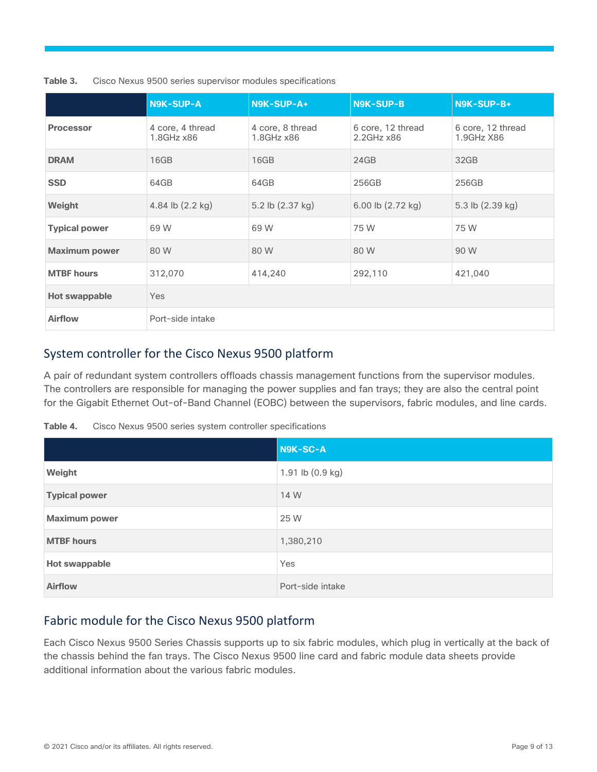**Table 3.** Cisco Nexus 9500 series supervisor modules specifications

| | N9K-SUP-A | N9K-SUP-A+ | N9K-SUP-B | N9K-SUP-B+ |
| --- | --- | --- | --- | --- |
| **Processor** | 4 core, 4 thread 1.8GHz x86 | 4 core, 8 thread 1.8GHz x86 | 6 core, 12 thread 2.2GHz x86 | 6 core, 12 thread 1.9GHz X86 |
| **DRAM** | 16GB | 16GB | 24GB | 32GB |
| **SSD** | 64GB | 64GB | 256GB | 256GB |
| **Weight** | 4.84 lb (2.2 kg) | 5.2 lb (2.37 kg) | 6.00 lb (2.72 kg) | 5.3 lb (2.39 kg) |
| **Typical power** | 69 W | 69 W | 75 W | 75 W |
| **Maximum power** | 80 W | 80 W | 80 W | 90 W |
| **MTBF hours** | 312,070 | 414,240 | 292,110 | 421,040 |
| **Hot swappable** | Yes | | | |
| **Airflow** | Port-side intake | | | |

## System controller for the Cisco Nexus 9500 platform

A pair of redundant system controllers offloads chassis management functions from the supervisor modules. The controllers are responsible for managing the power supplies and fan trays; they are also the central point for the Gigabit Ethernet Out-of-Band Channel (EOBC) between the supervisors, fabric modules, and line cards.

**Table 4.** Cisco Nexus 9500 series system controller specifications

| | N9K-SC-A |
| --- | --- |
| **Weight** | 1.91 lb (0.9 kg) |
| **Typical power** | 14 W |
| **Maximum power** | 25 W |
| **MTBF hours** | 1,380,210 |
| **Hot swappable** | Yes |
| **Airflow** | Port-side intake |

## Fabric module for the Cisco Nexus 9500 platform

Each Cisco Nexus 9500 Series Chassis supports up to six fabric modules, which plug in vertically at the back of the chassis behind the fan trays. The Cisco Nexus 9500 line card and fabric module data sheets provide additional information about the various fabric modules.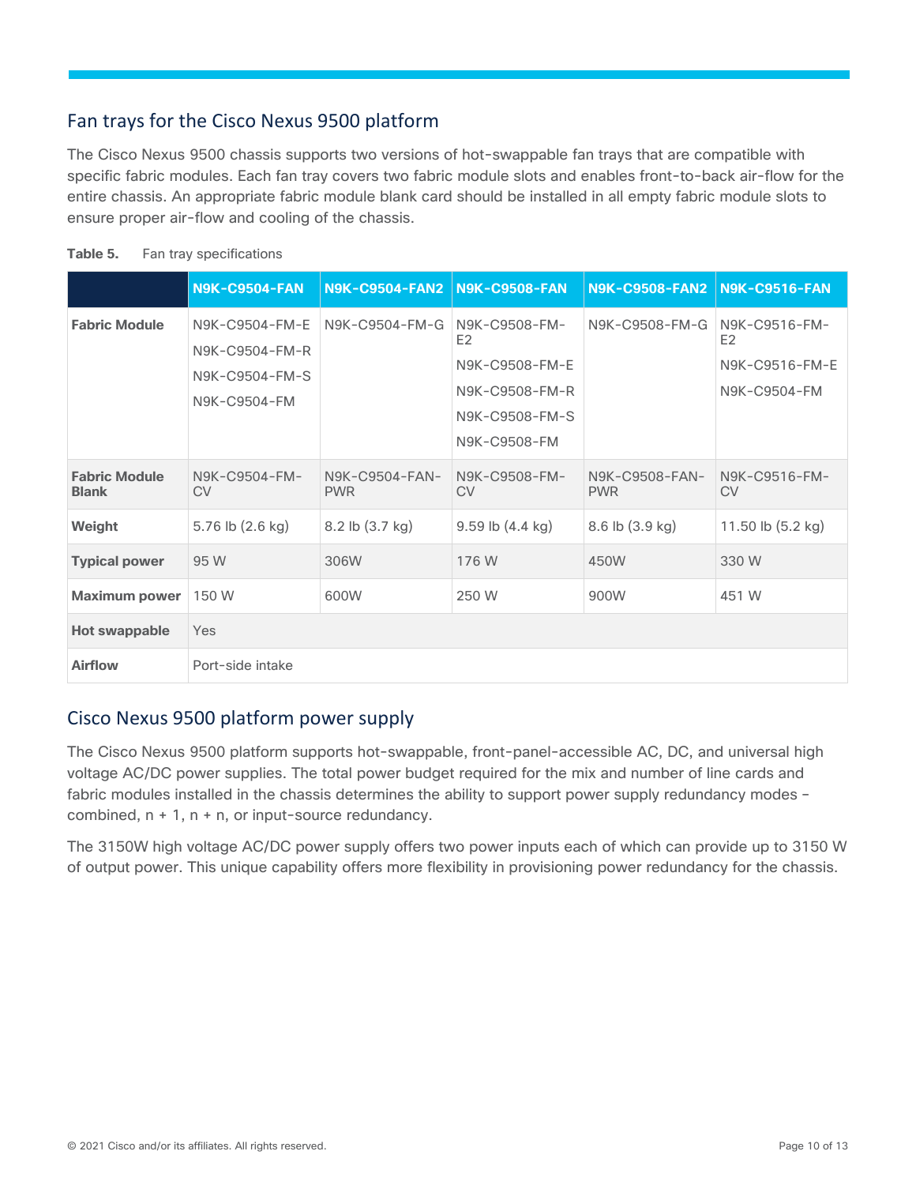## Fan trays for the Cisco Nexus 9500 platform

The Cisco Nexus 9500 chassis supports two versions of hot-swappable fan trays that are compatible with specific fabric modules. Each fan tray covers two fabric module slots and enables front-to-back air-flow for the entire chassis. An appropriate fabric module blank card should be installed in all empty fabric module slots to ensure proper air-flow and cooling of the chassis.

**Table 5.** Fan tray specifications

| | N9K-C9504-FAN | N9K-C9504-FAN2 | N9K-C9508-FAN | N9K-C9508-FAN2 | N9K-C9516-FAN |
|---|---|---|---|---|---|
| **Fabric Module** | N9K-C9504-FM-E<br>N9K-C9504-FM-R<br>N9K-C9504-FM-S<br>N9K-C9504-FM | N9K-C9504-FM-G | N9K-C9508-FM-E2<br>N9K-C9508-FM-E<br>N9K-C9508-FM-R<br>N9K-C9508-FM-S<br>N9K-C9508-FM | N9K-C9508-FM-G | N9K-C9516-FM-E2<br>N9K-C9516-FM-E<br>N9K-C9504-FM |
| **Fabric Module Blank** | N9K-C9504-FM-CV | N9K-C9504-FAN-PWR | N9K-C9508-FM-CV | N9K-C9508-FAN-PWR | N9K-C9516-FM-CV |
| **Weight** | 5.76 lb (2.6 kg) | 8.2 lb (3.7 kg) | 9.59 lb (4.4 kg) | 8.6 lb (3.9 kg) | 11.50 lb (5.2 kg) |
| **Typical power** | 95 W | 306W | 176 W | 450W | 330 W |
| **Maximum power** | 150 W | 600W | 250 W | 900W | 451 W |
| **Hot swappable** | Yes | | | | |
| **Airflow** | Port-side intake | | | | |

## Cisco Nexus 9500 platform power supply

The Cisco Nexus 9500 platform supports hot-swappable, front-panel-accessible AC, DC, and universal high voltage AC/DC power supplies. The total power budget required for the mix and number of line cards and fabric modules installed in the chassis determines the ability to support power supply redundancy modes – combined, n + 1, n + n, or input-source redundancy.

The 3150W high voltage AC/DC power supply offers two power inputs each of which can provide up to 3150 W of output power. This unique capability offers more flexibility in provisioning power redundancy for the chassis.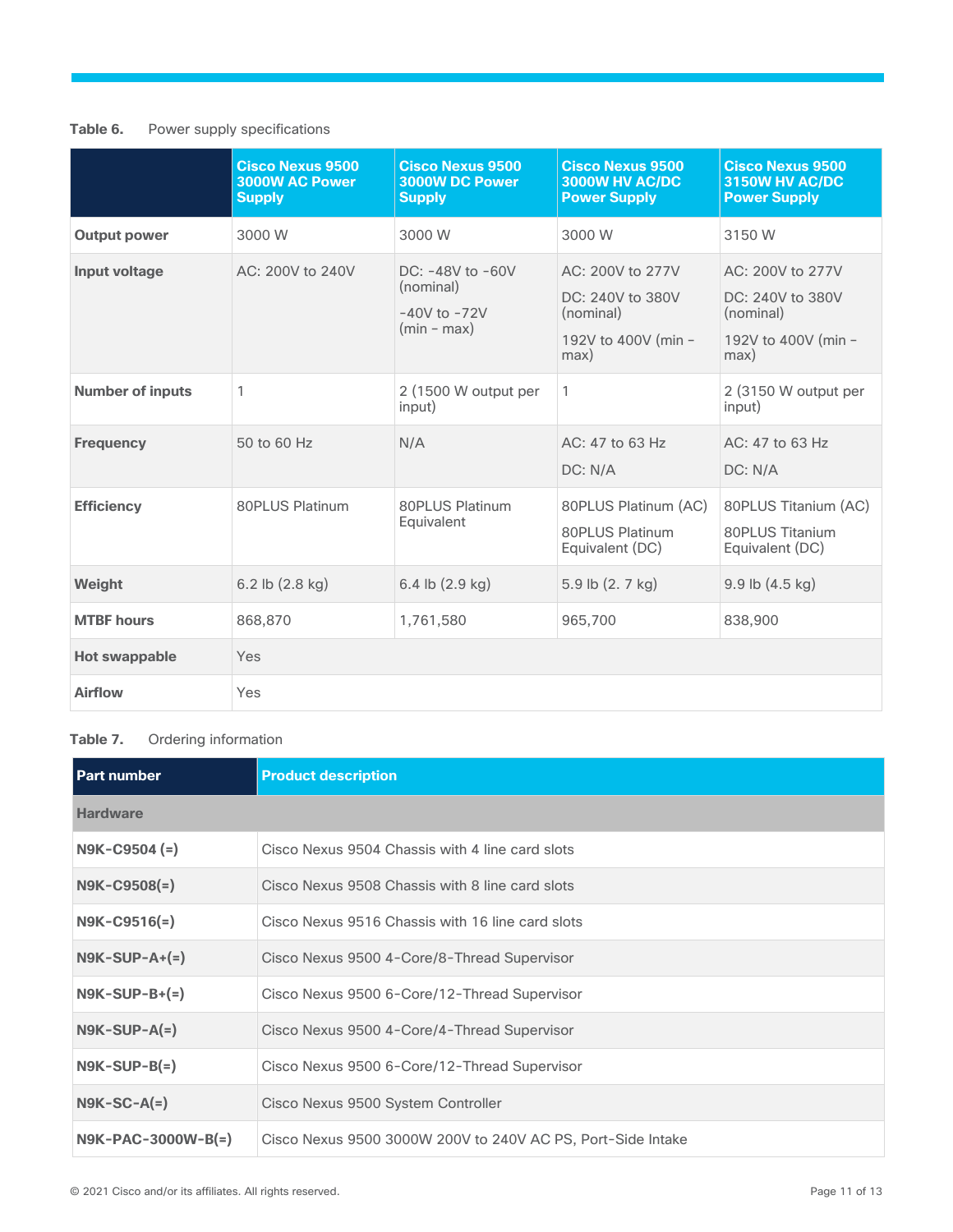**Table 6.** Power supply specifications

| | Cisco Nexus 9500 3000W AC Power Supply | Cisco Nexus 9500 3000W DC Power Supply | Cisco Nexus 9500 3000W HV AC/DC Power Supply | Cisco Nexus 9500 3150W HV AC/DC Power Supply |
|---|---|---|---|---|
| **Output power** | 3000 W | 3000 W | 3000 W | 3150 W |
| **Input voltage** | AC: 200V to 240V | DC: -48V to -60V (nominal)<br>-40V to -72V (min - max) | AC: 200V to 277V<br>DC: 240V to 380V (nominal)<br>192V to 400V (min - max) | AC: 200V to 277V<br>DC: 240V to 380V (nominal)<br>192V to 400V (min - max) |
| **Number of inputs** | 1 | 2 (1500 W output per input) | 1 | 2 (3150 W output per input) |
| **Frequency** | 50 to 60 Hz | N/A | AC: 47 to 63 Hz<br>DC: N/A | AC: 47 to 63 Hz<br>DC: N/A |
| **Efficiency** | 80PLUS Platinum | 80PLUS Platinum Equivalent | 80PLUS Platinum (AC)<br>80PLUS Platinum Equivalent (DC) | 80PLUS Titanium (AC)<br>80PLUS Titanium Equivalent (DC) |
| **Weight** | 6.2 lb (2.8 kg) | 6.4 lb (2.9 kg) | 5.9 lb (2. 7 kg) | 9.9 lb (4.5 kg) |
| **MTBF hours** | 868,870 | 1,761,580 | 965,700 | 838,900 |
| **Hot swappable** | Yes | | | |
| **Airflow** | Yes | | | |

**Table 7.** Ordering information

| Part number | Product description |
|---|---|
| **Hardware** | |
| **N9K-C9504 (=)** | Cisco Nexus 9504 Chassis with 4 line card slots |
| **N9K-C9508(=)** | Cisco Nexus 9508 Chassis with 8 line card slots |
| **N9K-C9516(=)** | Cisco Nexus 9516 Chassis with 16 line card slots |
| **N9K-SUP-A+(=)** | Cisco Nexus 9500 4-Core/8-Thread Supervisor |
| **N9K-SUP-B+(=)** | Cisco Nexus 9500 6-Core/12-Thread Supervisor |
| **N9K-SUP-A(=)** | Cisco Nexus 9500 4-Core/4-Thread Supervisor |
| **N9K-SUP-B(=)** | Cisco Nexus 9500 6-Core/12-Thread Supervisor |
| **N9K-SC-A(=)** | Cisco Nexus 9500 System Controller |
| **N9K-PAC-3000W-B(=)** | Cisco Nexus 9500 3000W 200V to 240V AC PS, Port-Side Intake |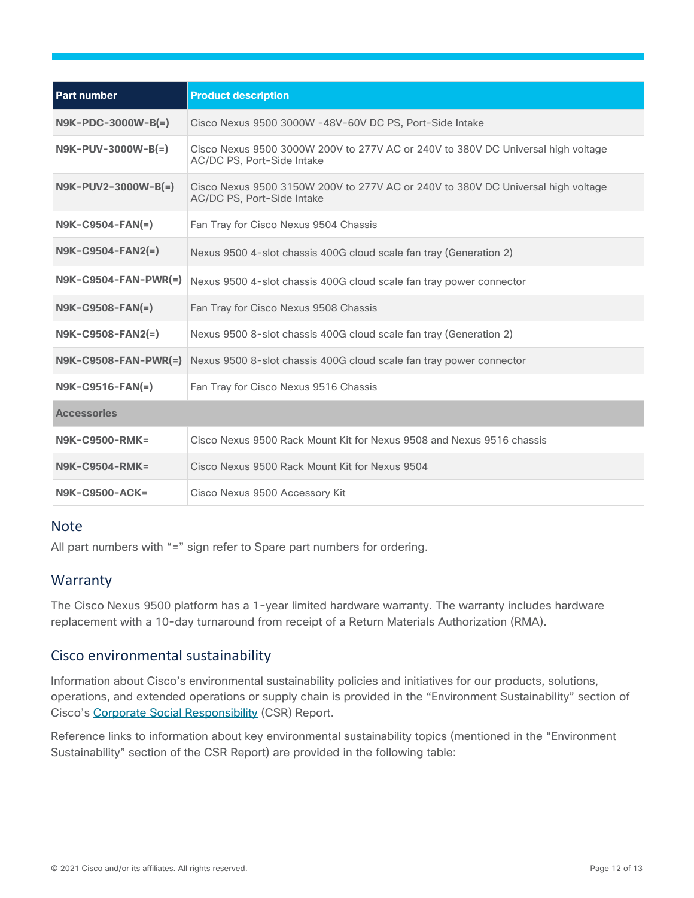| Part number | Product description |
| --- | --- |
| **N9K-PDC-3000W-B(=)** | Cisco Nexus 9500 3000W -48V-60V DC PS, Port-Side Intake |
| **N9K-PUV-3000W-B(=)** | Cisco Nexus 9500 3000W 200V to 277V AC or 240V to 380V DC Universal high voltage AC/DC PS, Port-Side Intake |
| **N9K-PUV2-3000W-B(=)** | Cisco Nexus 9500 3150W 200V to 277V AC or 240V to 380V DC Universal high voltage AC/DC PS, Port-Side Intake |
| **N9K-C9504-FAN(=)** | Fan Tray for Cisco Nexus 9504 Chassis |
| **N9K-C9504-FAN2(=)** | Nexus 9500 4-slot chassis 400G cloud scale fan tray (Generation 2) |
| **N9K-C9504-FAN-PWR(=)** | Nexus 9500 4-slot chassis 400G cloud scale fan tray power connector |
| **N9K-C9508-FAN(=)** | Fan Tray for Cisco Nexus 9508 Chassis |
| **N9K-C9508-FAN2(=)** | Nexus 9500 8-slot chassis 400G cloud scale fan tray (Generation 2) |
| **N9K-C9508-FAN-PWR(=)** | Nexus 9500 8-slot chassis 400G cloud scale fan tray power connector |
| **N9K-C9516-FAN(=)** | Fan Tray for Cisco Nexus 9516 Chassis |
| **Accessories** | |
| **N9K-C9500-RMK=** | Cisco Nexus 9500 Rack Mount Kit for Nexus 9508 and Nexus 9516 chassis |
| **N9K-C9504-RMK=** | Cisco Nexus 9500 Rack Mount Kit for Nexus 9504 |
| **N9K-C9500-ACK=** | Cisco Nexus 9500 Accessory Kit |

### Note

All part numbers with "=" sign refer to Spare part numbers for ordering.

## Warranty

The Cisco Nexus 9500 platform has a 1-year limited hardware warranty. The warranty includes hardware replacement with a 10-day turnaround from receipt of a Return Materials Authorization (RMA).

## Cisco environmental sustainability

Information about Cisco's environmental sustainability policies and initiatives for our products, solutions, operations, and extended operations or supply chain is provided in the "Environment Sustainability" section of Cisco's Corporate Social Responsibility (CSR) Report.

Reference links to information about key environmental sustainability topics (mentioned in the "Environment Sustainability" section of the CSR Report) are provided in the following table: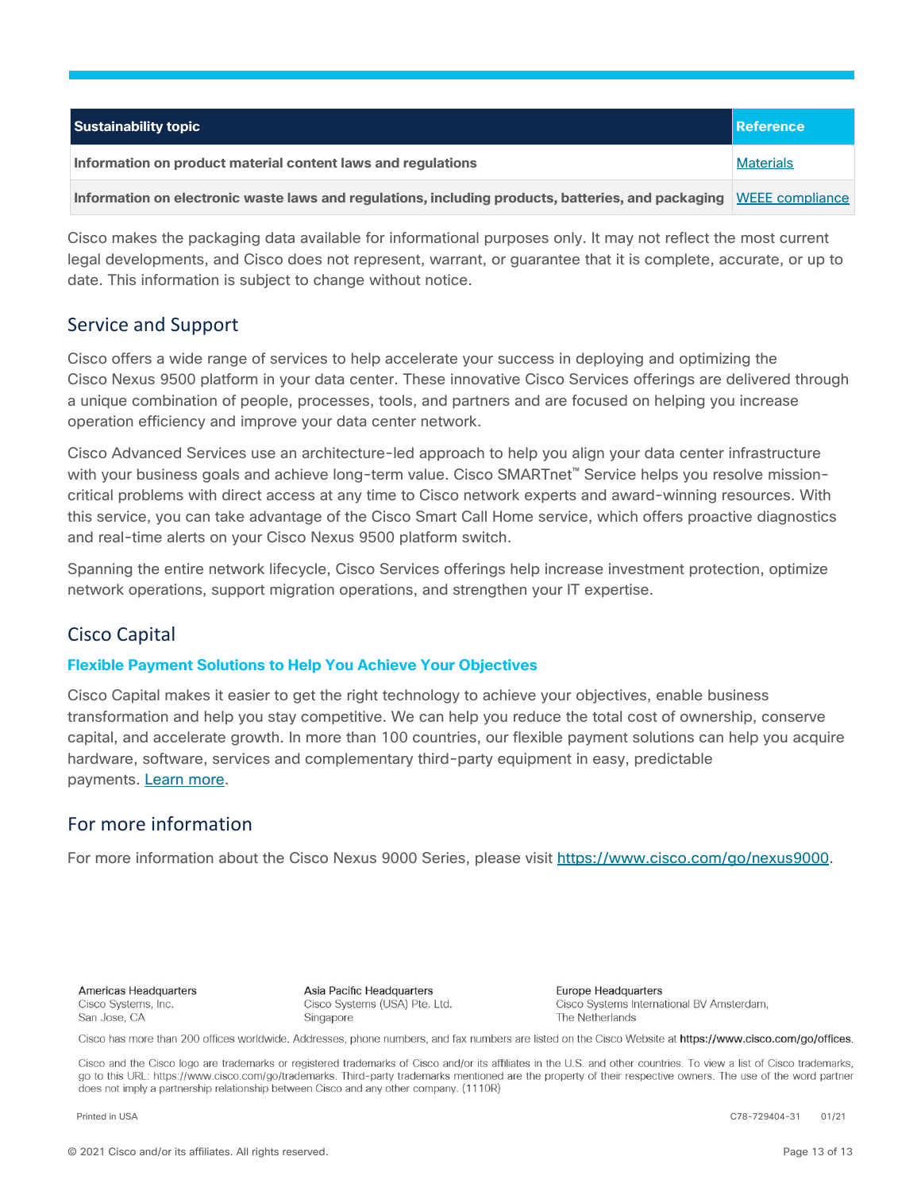| Sustainability topic | Reference |
| --- | --- |
| **Information on product material content laws and regulations** | Materials |
| **Information on electronic waste laws and regulations, including products, batteries, and packaging** | WEEE compliance |

Cisco makes the packaging data available for informational purposes only. It may not reflect the most current legal developments, and Cisco does not represent, warrant, or guarantee that it is complete, accurate, or up to date. This information is subject to change without notice.

## Service and Support

Cisco offers a wide range of services to help accelerate your success in deploying and optimizing the Cisco Nexus 9500 platform in your data center. These innovative Cisco Services offerings are delivered through a unique combination of people, processes, tools, and partners and are focused on helping you increase operation efficiency and improve your data center network.

Cisco Advanced Services use an architecture-led approach to help you align your data center infrastructure with your business goals and achieve long-term value. Cisco SMARTnet™ Service helps you resolve mission-critical problems with direct access at any time to Cisco network experts and award-winning resources. With this service, you can take advantage of the Cisco Smart Call Home service, which offers proactive diagnostics and real-time alerts on your Cisco Nexus 9500 platform switch.

Spanning the entire network lifecycle, Cisco Services offerings help increase investment protection, optimize network operations, support migration operations, and strengthen your IT expertise.

## Cisco Capital

### Flexible Payment Solutions to Help You Achieve Your Objectives

Cisco Capital makes it easier to get the right technology to achieve your objectives, enable business transformation and help you stay competitive. We can help you reduce the total cost of ownership, conserve capital, and accelerate growth. In more than 100 countries, our flexible payment solutions can help you acquire hardware, software, services and complementary third-party equipment in easy, predictable payments. Learn more.

## For more information

For more information about the Cisco Nexus 9000 Series, please visit https://www.cisco.com/go/nexus9000.

Americas Headquarters
Cisco Systems, Inc.
San Jose, CA

Asia Pacific Headquarters
Cisco Systems (USA) Pte. Ltd.
Singapore

Europe Headquarters
Cisco Systems International BV Amsterdam,
The Netherlands

Cisco has more than 200 offices worldwide. Addresses, phone numbers, and fax numbers are listed on the Cisco Website at **https://www.cisco.com/go/offices**.

Cisco and the Cisco logo are trademarks or registered trademarks of Cisco and/or its affiliates in the U.S. and other countries. To view a list of Cisco trademarks, go to this URL: https://www.cisco.com/go/trademarks. Third-party trademarks mentioned are the property of their respective owners. The use of the word partner does not imply a partnership relationship between Cisco and any other company. (1110R)

Printed in USA C78-729404-31 01/21

© 2021 Cisco and/or its affiliates. All rights reserved.